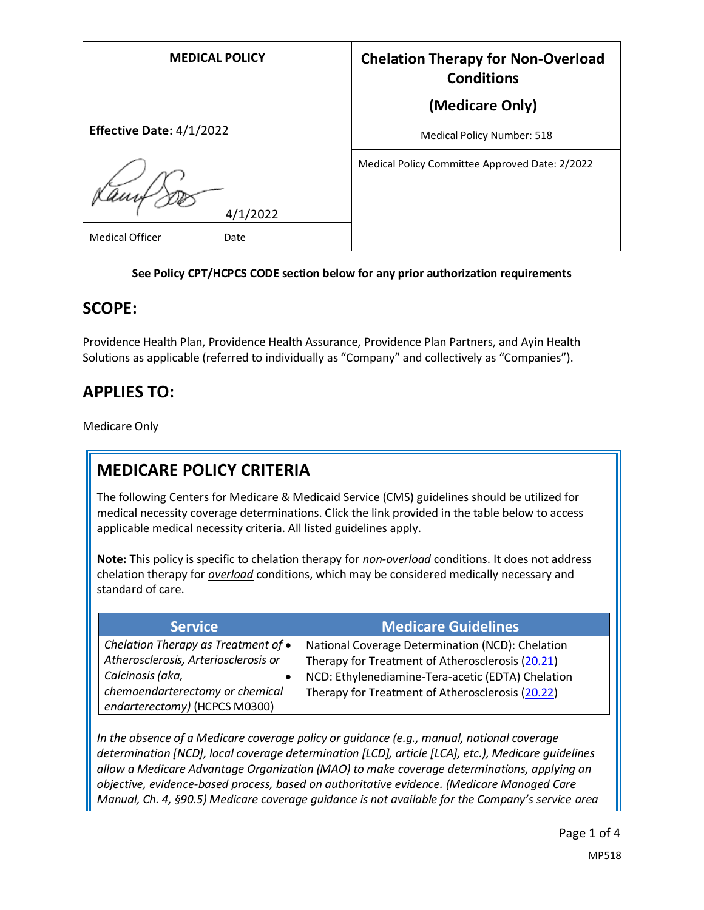| MEDICAL POLICY | Chelation Therapy for Non-Overload Conditions (Medicare Only) |
|---|---|
| **Effective Date:** 4/1/2022 | Medical Policy Number: 518 |
| 4/1/2022 | Medical Policy Committee Approved Date: 2/2022 |
| Medical Officer Date | |

**See Policy CPT/HCPCS CODE section below for any prior authorization requirements**

## SCOPE:

Providence Health Plan, Providence Health Assurance, Providence Plan Partners, and Ayin Health Solutions as applicable (referred to individually as "Company" and collectively as "Companies").

## APPLIES TO:

Medicare Only

## MEDICARE POLICY CRITERIA

The following Centers for Medicare & Medicaid Service (CMS) guidelines should be utilized for medical necessity coverage determinations. Click the link provided in the table below to access applicable medical necessity criteria. All listed guidelines apply.

**Note:** This policy is specific to chelation therapy for ***non-overload*** conditions. It does not address chelation therapy for ***overload*** conditions, which may be considered medically necessary and standard of care.

| Service | Medicare Guidelines |
|---|---|
| *Chelation Therapy as Treatment of Atherosclerosis, Arteriosclerosis or Calcinosis (aka, chemoendarterectomy or chemical endarterectomy)* (HCPCS M0300) | • National Coverage Determination (NCD): Chelation Therapy for Treatment of Atherosclerosis (20.21) <br> • NCD: Ethylenediamine-Tera-acetic (EDTA) Chelation Therapy for Treatment of Atherosclerosis (20.22) |

*In the absence of a Medicare coverage policy or guidance (e.g., manual, national coverage determination [NCD], local coverage determination [LCD], article [LCA], etc.), Medicare guidelines allow a Medicare Advantage Organization (MAO) to make coverage determinations, applying an objective, evidence-based process, based on authoritative evidence. (Medicare Managed Care Manual, Ch. 4, §90.5) Medicare coverage guidance is not available for the Company's service area*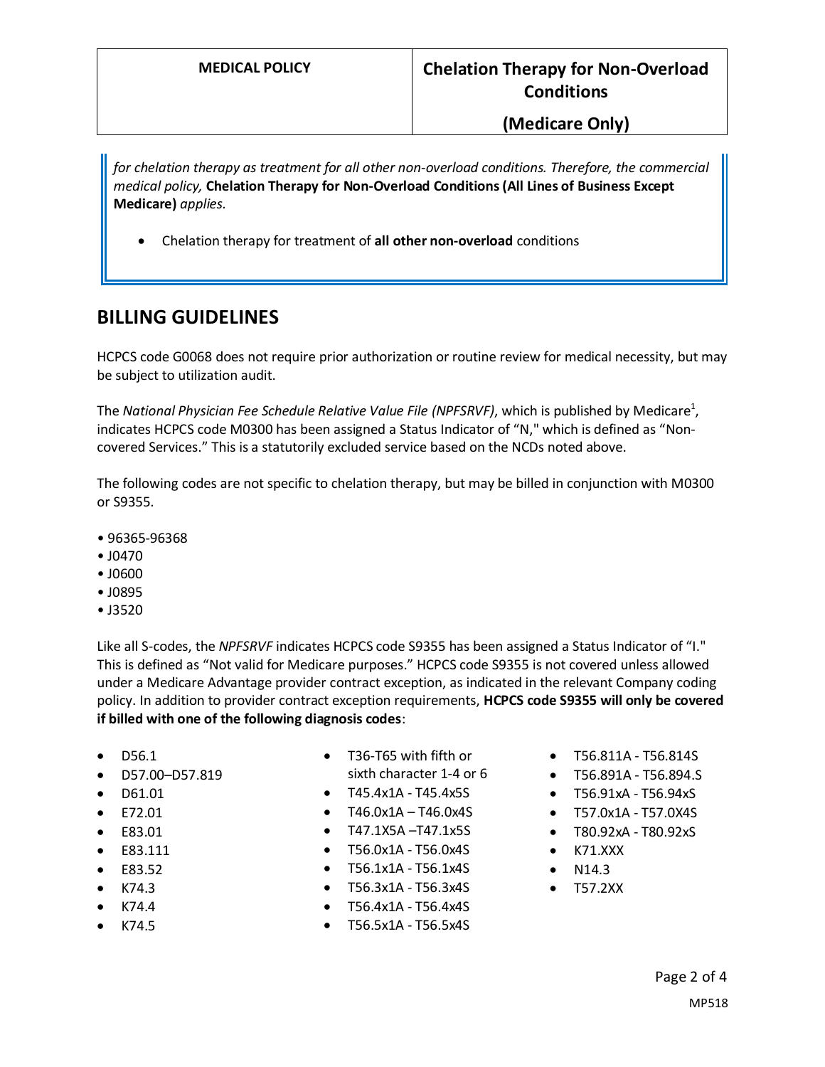*for chelation therapy as treatment for all other non-overload conditions. Therefore, the commercial medical policy,* **Chelation Therapy for Non-Overload Conditions (All Lines of Business Except Medicare)** *applies.*

- Chelation therapy for treatment of **all other non-overload** conditions

## BILLING GUIDELINES

HCPCS code G0068 does not require prior authorization or routine review for medical necessity, but may be subject to utilization audit.

The *National Physician Fee Schedule Relative Value File (NPFSRVF)*, which is published by Medicare[1], indicates HCPCS code M0300 has been assigned a Status Indicator of "N," which is defined as "Non-covered Services." This is a statutorily excluded service based on the NCDs noted above.

The following codes are not specific to chelation therapy, but may be billed in conjunction with M0300 or S9355.

- 96365-96368
- J0470
- J0600
- J0895
- J3520

Like all S-codes, the *NPFSRVF* indicates HCPCS code S9355 has been assigned a Status Indicator of "I." This is defined as "Not valid for Medicare purposes." HCPCS code S9355 is not covered unless allowed under a Medicare Advantage provider contract exception, as indicated in the relevant Company coding policy. In addition to provider contract exception requirements, **HCPCS code S9355 will only be covered if billed with one of the following diagnosis codes**:

- D56.1
- D57.00–D57.819
- D61.01
- E72.01
- E83.01
- E83.111
- E83.52
- K74.3
- K74.4
- K74.5
- T36-T65 with fifth or sixth character 1-4 or 6
- T45.4x1A - T45.4x5S
- T46.0x1A – T46.0x4S
- T47.1X5A –T47.1x5S
- T56.0x1A - T56.0x4S
- T56.1x1A - T56.1x4S
- T56.3x1A - T56.3x4S
- T56.4x1A - T56.4x4S
- T56.5x1A - T56.5x4S
- T56.811A - T56.814S
- T56.891A - T56.894.S
- T56.91xA - T56.94xS
- T57.0x1A - T57.0X4S
- T80.92xA - T80.92xS
- K71.XXX
- N14.3
- T57.2XX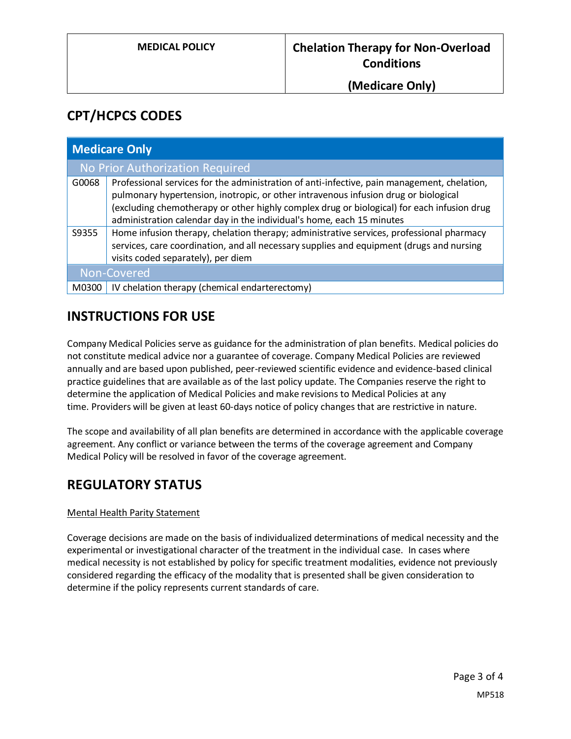## CPT/HCPCS CODES

| Medicare Only | |
|---|---|
| **No Prior Authorization Required** | |
| G0068 | Professional services for the administration of anti-infective, pain management, chelation, pulmonary hypertension, inotropic, or other intravenous infusion drug or biological (excluding chemotherapy or other highly complex drug or biological) for each infusion drug administration calendar day in the individual's home, each 15 minutes |
| S9355 | Home infusion therapy, chelation therapy; administrative services, professional pharmacy services, care coordination, and all necessary supplies and equipment (drugs and nursing visits coded separately), per diem |
| **Non-Covered** | |
| M0300 | IV chelation therapy (chemical endarterectomy) |

## INSTRUCTIONS FOR USE

Company Medical Policies serve as guidance for the administration of plan benefits. Medical policies do not constitute medical advice nor a guarantee of coverage. Company Medical Policies are reviewed annually and are based upon published, peer-reviewed scientific evidence and evidence-based clinical practice guidelines that are available as of the last policy update. The Companies reserve the right to determine the application of Medical Policies and make revisions to Medical Policies at any time. Providers will be given at least 60-days notice of policy changes that are restrictive in nature.

The scope and availability of all plan benefits are determined in accordance with the applicable coverage agreement. Any conflict or variance between the terms of the coverage agreement and Company Medical Policy will be resolved in favor of the coverage agreement.

## REGULATORY STATUS

Mental Health Parity Statement

Coverage decisions are made on the basis of individualized determinations of medical necessity and the experimental or investigational character of the treatment in the individual case. In cases where medical necessity is not established by policy for specific treatment modalities, evidence not previously considered regarding the efficacy of the modality that is presented shall be given consideration to determine if the policy represents current standards of care.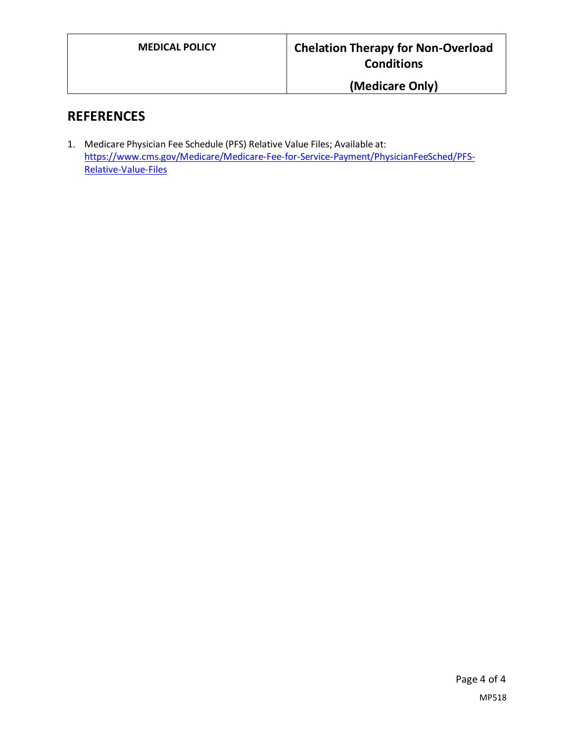## REFERENCES

1. Medicare Physician Fee Schedule (PFS) Relative Value Files; Available at: https://www.cms.gov/Medicare/Medicare-Fee-for-Service-Payment/PhysicianFeeSched/PFS-Relative-Value-Files